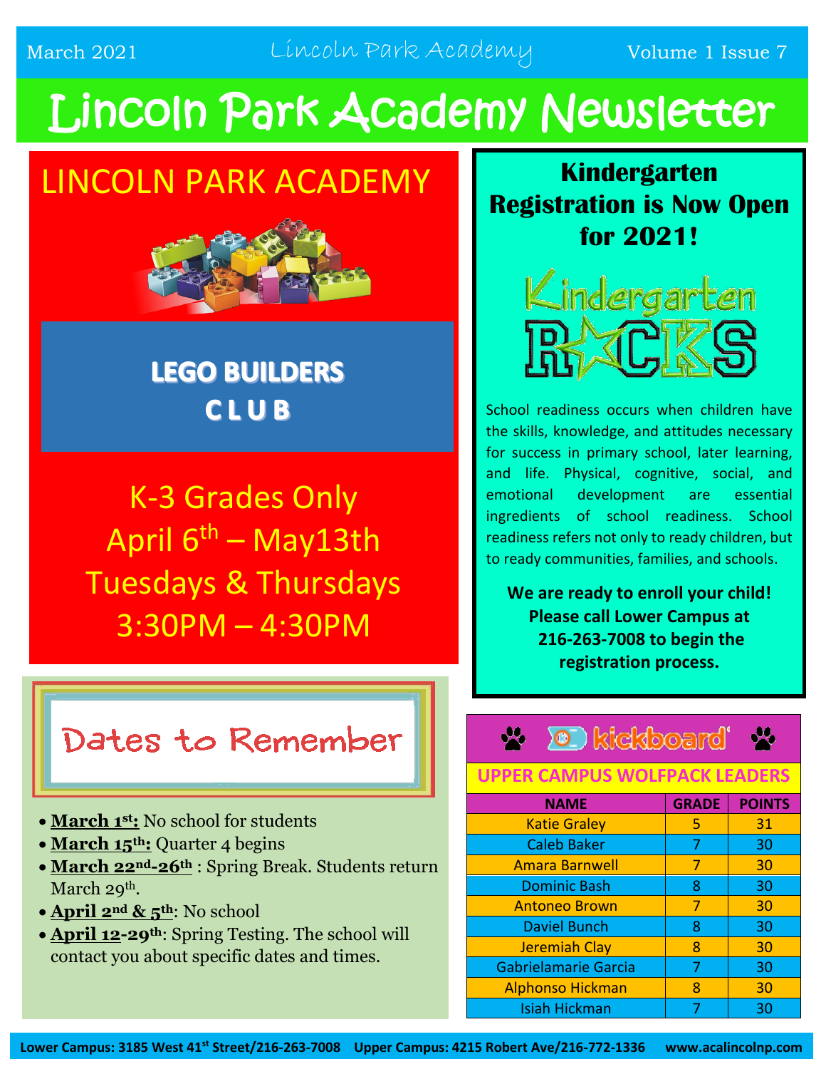March 2021 | Lincoln Park Academy | Volume 1 Issue 7

# Lincoln Park Academy Newsletter

## LINCOLN PARK ACADEMY

### LEGO BUILDERS CLUB

K-3 Grades Only

April 6th – May13th

Tuesdays & Thursdays

3:30PM – 4:30PM

## Kindergarten Registration is Now Open for 2021!

Kindergarten ROCKS

School readiness occurs when children have the skills, knowledge, and attitudes necessary for success in primary school, later learning, and life. Physical, cognitive, social, and emotional development are essential ingredients of school readiness. School readiness refers not only to ready children, but to ready communities, families, and schools.

**We are ready to enroll your child! Please call Lower Campus at 216-263-7008 to begin the registration process.**

## Dates to Remember

- **March 1st:** No school for students
- **March 15th:** Quarter 4 begins
- **March 22nd-26th** : Spring Break. Students return March 29th.
- **April 2nd & 5th**: No school
- **April 12-29th**: Spring Testing. The school will contact you about specific dates and times.

## kickboard

### UPPER CAMPUS WOLFPACK LEADERS

| NAME | GRADE | POINTS |
|---|---|---|
| Katie Graley | 5 | 31 |
| Caleb Baker | 7 | 30 |
| Amara Barnwell | 7 | 30 |
| Dominic Bash | 8 | 30 |
| Antoneo Brown | 7 | 30 |
| Daviel Bunch | 8 | 30 |
| Jeremiah Clay | 8 | 30 |
| Gabrielamarie Garcia | 7 | 30 |
| Alphonso Hickman | 8 | 30 |
| Isiah Hickman | 7 | 30 |

**Lower Campus: 3185 West 41st Street/216-263-7008 Upper Campus: 4215 Robert Ave/216-772-1336 www.acalincolnp.com**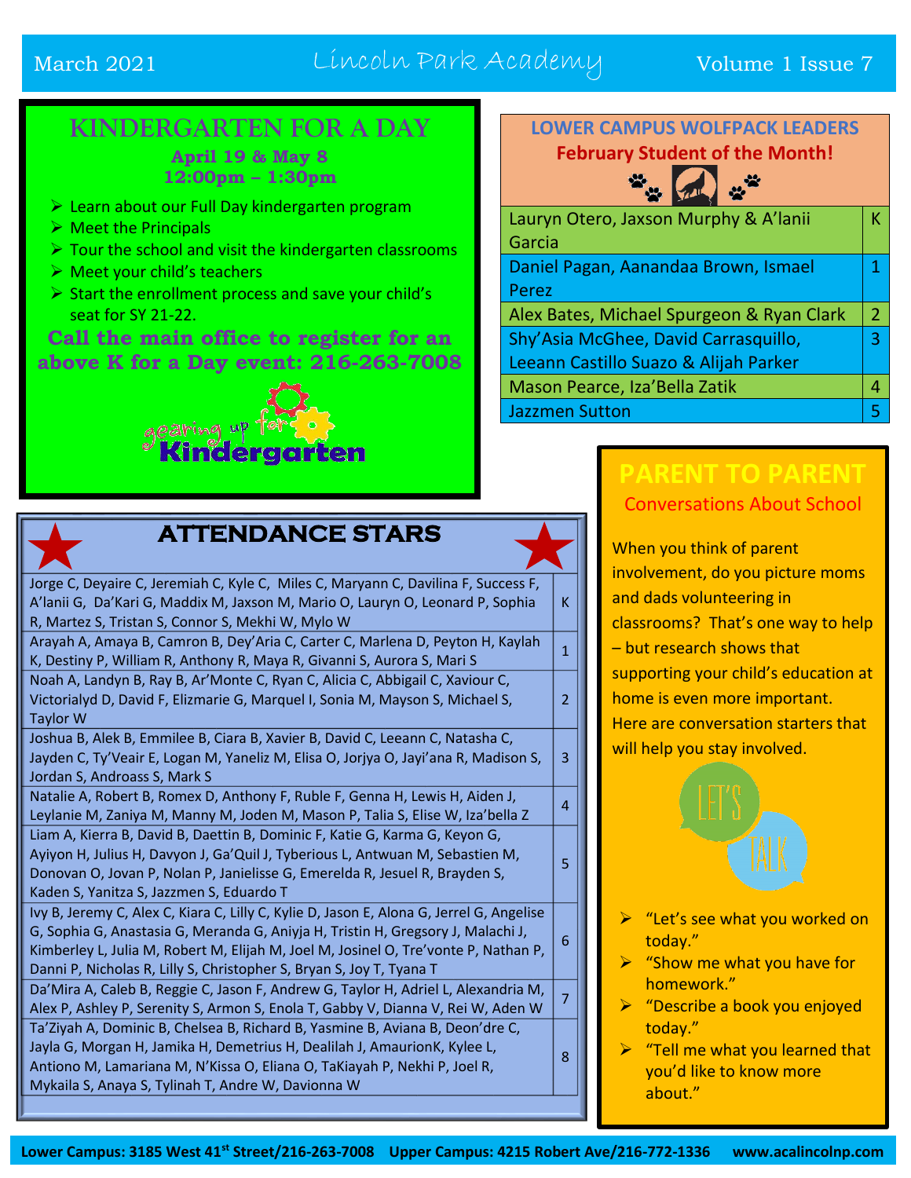March 2021 Lincoln Park Academy Volume 1 Issue 7

## KINDERGARTEN FOR A DAY

**April 19 & May 8**
**12:00pm – 1:30pm**

- Learn about our Full Day kindergarten program
- Meet the Principals
- Tour the school and visit the kindergarten classrooms
- Meet your child's teachers
- Start the enrollment process and save your child's seat for SY 21-22.

**Call the main office to register for an above K for a Day event: 216-263-7008**

gearing up for Kindergarten

## LOWER CAMPUS WOLFPACK LEADERS

**February Student of the Month!**

| | |
|---|---|
| Lauryn Otero, Jaxson Murphy & A'lanii Garcia | K |
| Daniel Pagan, Aanandaa Brown, Ismael Perez | 1 |
| Alex Bates, Michael Spurgeon & Ryan Clark | 2 |
| Shy'Asia McGhee, David Carrasquillo, Leeann Castillo Suazo & Alijah Parker | 3 |
| Mason Pearce, Iza'Bella Zatik | 4 |
| Jazzmen Sutton | 5 |

## ATTENDANCE STARS

| | |
|---|---|
| Jorge C, Deyaire C, Jeremiah C, Kyle C, Miles C, Maryann C, Davilina F, Success F, A'lanii G, Da'Kari G, Maddix M, Jaxson M, Mario O, Lauryn O, Leonard P, Sophia R, Martez S, Tristan S, Connor S, Mekhi W, Mylo W | K |
| Arayah A, Amaya B, Camron B, Dey'Aria C, Carter C, Marlena D, Peyton H, Kaylah K, Destiny P, William R, Anthony R, Maya R, Givanni S, Aurora S, Mari S | 1 |
| Noah A, Landyn B, Ray B, Ar'Monte C, Ryan C, Alicia C, Abbigail C, Xaviour C, Victorialyd D, David F, Elizmarie G, Marquel I, Sonia M, Mayson S, Michael S, Taylor W | 2 |
| Joshua B, Alek B, Emmilee B, Ciara B, Xavier B, David C, Leeann C, Natasha C, Jayden C, Ty'Veair E, Logan M, Yaneliz M, Elisa O, Jorjya O, Jayi'ana R, Madison S, Jordan S, Androass S, Mark S | 3 |
| Natalie A, Robert B, Romex D, Anthony F, Ruble F, Genna H, Lewis H, Aiden J, Leylanie M, Zaniya M, Manny M, Joden M, Mason P, Talia S, Elise W, Iza'bella Z | 4 |
| Liam A, Kierra B, David B, Daettin B, Dominic F, Katie G, Karma G, Keyon G, Ayiyon H, Julius H, Davyon J, Ga'Quil J, Tyberious L, Antwuan M, Sebastien M, Donovan O, Jovan P, Nolan P, Janielisse G, Emerelda R, Jesuel R, Brayden S, Kaden S, Yanitza S, Jazzmen S, Eduardo T | 5 |
| Ivy B, Jeremy C, Alex C, Kiara C, Lilly C, Kylie D, Jason E, Alona G, Jerrel G, Angelise G, Sophia G, Anastasia G, Meranda G, Aniyja H, Tristin H, Gregsory J, Malachi J, Kimberley L, Julia M, Robert M, Elijah M, Joel M, Josinel O, Tre'vonte P, Nathan P, Danni P, Nicholas R, Lilly S, Christopher S, Bryan S, Joy T, Tyana T | 6 |
| Da'Mira A, Caleb B, Reggie C, Jason F, Andrew G, Taylor H, Adriel L, Alexandria M, Alex P, Ashley P, Serenity S, Armon S, Enola T, Gabby V, Dianna V, Rei W, Aden W | 7 |
| Ta'Ziyah A, Dominic B, Chelsea B, Richard B, Yasmine B, Aviana B, Deon'dre C, Jayla G, Morgan H, Jamika H, Demetrius H, Dealilah J, AmaurionK, Kylee L, Antiono M, Lamariana M, N'Kissa O, Eliana O, TaKiayah P, Nekhi P, Joel R, Mykaila S, Anaya S, Tylinah T, Andre W, Davionna W | 8 |

## PARENT TO PARENT

Conversations About School

When you think of parent involvement, do you picture moms and dads volunteering in classrooms? That's one way to help – but research shows that supporting your child's education at home is even more important. Here are conversation starters that will help you stay involved.

LET'S TALK

- "Let's see what you worked on today."
- "Show me what you have for homework."
- "Describe a book you enjoyed today."
- "Tell me what you learned that you'd like to know more about."

**Lower Campus: 3185 West 41st Street/216-263-7008 Upper Campus: 4215 Robert Ave/216-772-1336 www.acalincolnp.com**